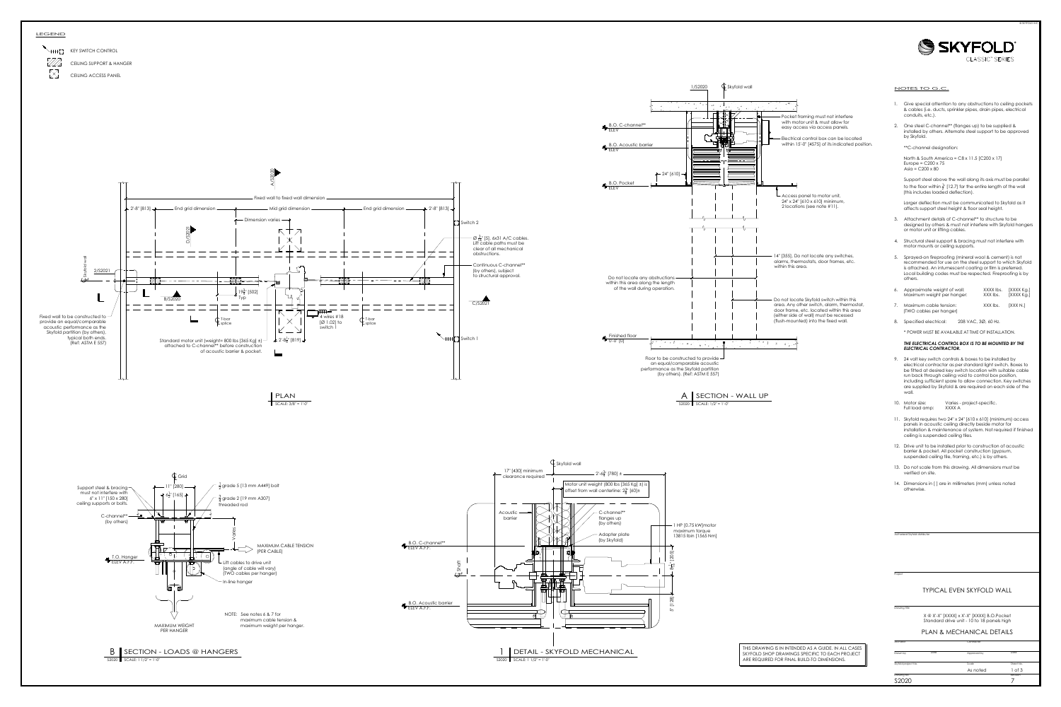# SKYFOLD® CLASSIC™ SERIES

## LEGEND

- KEY SWITCH CONTROL
- CEILING SUPPORT & HANGER
- CEILING ACCESS PANEL

## PLAN

SCALE: 3/8" = 1'-0"

Fixed wall to fixed wall dimension

2'-8" [813] — End grid dimension — Mid grid dimension — End grid dimension — 2'-8" [813]

Dimension varies

Switch 2

Ø 3/16" [5], 6x31 A/C cables. Lift cable paths must be clear of all mechanical obstructions.

Continuous C-channel** (by others), subject to structural approval.

19 3/4" [502] Typ

4 wires #18 [Ø 1.02] to switch 1

T-bar splice

T-bar splice

Switch 1

Fixed wall to be constructed to provide an equal/comparable acoustic performance as the Skyfold partition (by others), typical both ends. (Ref: ASTM E 557)

Standard motor unit (weight= 800 lbs [365 Kg] ±) attached to C-channel** before construction of acoustic barrier & pocket.

2'-8 1/4" [819]

## A SECTION - WALL UP

S2020 SCALE: 1/2" = 1'-0"

1/S2020 — Skyfold wall

B.O. C-channel** ELEV

B.O. Acoustic barrier ELEV

24" [610]

B.O. Pocket ELEV

Pocket framing must not interfere with motor unit & must allow for easy access via access panels.

Electrical control box can be located within 15'-0" [4575] of its indicated position.

Access panel to motor unit. 24" x 24" [610 x 610] minimum, 2 locations (see note #11).

14" [355]. Do not locate any switches, alarms, thermostats, door frames, etc. within this area.

Do not locate any obstructions within this area along the length of the wall during operation.

Do not locate Skyfold switch within this area. Any other switch, alarm, thermostat, door frame, etc. located within this area (either side of wall) must be recessed (flush-mounted) into the fixed wall.

Finished floor 0'-0" [0]

Floor to be constructed to provide an equal/comparable acoustic performance as the Skyfold partition (by others). (Ref: ASTM E 557)

## B SECTION - LOADS @ HANGERS

S2020 SCALE: 1 1/2" = 1'-0"

Grid

11" [280]

6 1/2" [165]

1/2" grade 5 [13 mm A449] bolt

3/4" grade 2 [19 mm A307] threaded rod

Support steel & bracing must not interfere with 6" x 11" [150 x 280] ceiling supports or bolts.

C-channel** (by others)

Varies

T.O. Hanger ELEV A.F.F.

MAXIMUM CABLE TENSION (PER CABLE)

Lift cables to drive unit (angle of cable will vary) (TWO cables per hanger)

In-line hanger

MAXIMUM WEIGHT PER HANGER

NOTE: See notes 6 & 7 for maximum cable tension & maximum weight per hanger.

## 1 DETAIL - SKYFOLD MECHANICAL

S2020 SCALE: 1 1/2" = 1'-0"

Skyfold wall

17" [430] minimum clearance required

2'-6 3/4" [780] ±

Motor unit weight (800 lbs [365 Kg] ±) is offset from wall centerline: 2 3/8" [60]±

Acoustic barrier

C-channel** flanges up (by others)

Adapter plate (by Skyfold)

1 HP (0.75 kW)motor maximum torque 13815 lbin [1565 Nm]

B.O. C-channel** ELEV A.F.F.

Shaft

8 1/16" [205]

B.O. Acoustic barrier ELEV A.F.F.

5" [128]

THIS DRAWING IS IN INTENDED AS A GUIDE. IN ALL CASES SKYFOLD SHOP DRAWINGS SPECIFIC TO EACH PROJECT ARE REQUIRED FOR FINAL BUILD-TO DIMENSIONS.

## NOTES TO G.C.

1. Give special attention to any obstructions to ceiling pockets & cables (i.e. ducts, sprinkler pipes, drain pipes, electrical conduits, etc.).
2. One steel C-channel** (flanges up) to be supplied & installed by others. Alternate steel support to be approved by Skyfold.

   **C-channel designation:

   North & South America = C8 x 11.5 [C200 x 17]
   Europe = C200 x 75
   Asia = C200 x 80

   Support steel above the wall along its axis must be parallel to the floor within 1/2" [12.7] for the entire length of the wall (this includes loaded deflection).

   Larger deflection must be communicated to Skyfold as it affects support steel height & floor seal height.
3. Attachment details of C-channel** to structure to be designed by others & must not interfere with Skyfold hangers or motor unit or lifting cables.
4. Structural steel support & bracing must not interfere with motor mounts or ceiling supports.
5. Sprayed-on fireproofing (mineral wool & cement) is not recommended for use on the steel support to which Skyfold is attached. An intumescent coating or film is preferred. Local building codes must be respected. Fireproofing is by others.
6. Approximate weight of wall: XXXX lbs. [XXXX Kg.]
   Maximum weight per hanger: XXX lbs. [XXXX Kg.]
7. Maximum cable tension: XXX lbs. [XXX N.]
   (TWO cables per hanger)
8. Specified electrical: 208 VAC, 3Ø, 60 Hz.

   * POWER MUST BE AVAILABLE AT TIME OF INSTALLATION.

   ***THE ELECTRICAL CONTROL BOX IS TO BE MOUNTED BY THE ELECTRICAL CONTRACTOR.***
9. 24 volt key switch controls & boxes to be installed by electrical contractor as per standard light switch. Boxes to be fitted at desired key switch location with suitable cable run back through ceiling void to control box position, including sufficient spare to allow connection. Key switches are supplied by Skyfold & are required on each side of the wall.
10. Motor size: Varies - project-specific.
    Full load amp: XXXX A
11. Skyfold requires two 24" x 24" [610 x 610] (minimum) access panels in acoustic ceiling directly beside motor for installation & maintenance of system. Not required if finished ceiling is suspended ceiling tiles.
12. Drive unit to be installed prior to construction of acoustic barrier & pocket. All pocket construction (gypsum, suspended ceiling tile, framing, etc.) is by others.
13. Do not scale from this drawing. All dimensions must be verified on site.
14. Dimensions in [ ] are in millimeters (mm) unless noted otherwise.

Project

TYPICAL EVEN SKYFOLD WALL

Drawing title

X @ X'-X" [XXXX] x X'-X" [XXXX] B.O.Pocket
Standard drive unit - 10 to 18 panels high

PLAN & MECHANICAL DETAILS

| Scale | Sheet No. |
|---|---|
| As noted | 1 of 3 |

S2020 — Revision 7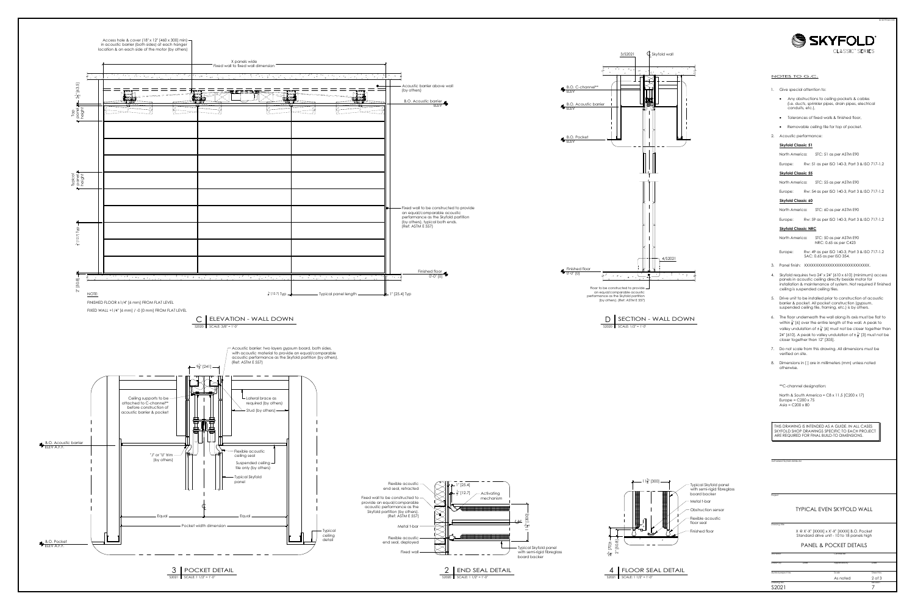# SKYFOLD® CLASSIC™ SERIES

## NOTES TO G.C.

1. Give special attention to:
   - Any obstructions to ceiling pockets & cables (i.e. ducts, sprinkler pipes, drain pipes, electrical conduits, etc.).
   - Tolerances of fixed walls & finished floor.
   - Removable ceiling tile for top of pocket.
2. Acoustic performance:

   **Skyfold Classic 51**

   North America: STC: 51 as per ASTM E90

   Europe: Rw: 51 as per ISO 140-3, Part 3 & ISO 717-1,2

   **Skyfold Classic 55**

   North America: STC: 55 as per ASTM E90

   Europe: Rw: 54 as per ISO 140-3, Part 3 & ISO 717-1,2

   **Skyfold Classic 60**

   North America: STC: 60 as per ASTM E90

   Europe: Rw: 59 as per ISO 140-3, Part 3 & ISO 717-1,2

   **Skyfold Classic NRC**

   North America: STC: 50 as per ASTM E90
   NRC: 0.65 as per C423

   Europe: Rw: 49 as per ISO 140-3, Part 3 & ISO 717-1,2
   SAC: 0.65 as per ISO 354.
3. Panel finish: XXXXXXXXXXXXXXXXXXXXXXXXXXX.
4. Skyfold requires two 24" x 24" [610 x 610] (minimum) access panels in acoustic ceiling directly beside motor for installation & maintenance of system. Not required if finished ceiling is suspended ceiling tiles.
5. Drive unit to be installed prior to construction of acoustic barrier & pocket. All pocket construction (gypsum, suspended ceiling tile, framing, etc.) is by others.
6. The floor underneath the wall along its axis must be flat to within 1/4" [6] over the entire length of the wall. A peak to valley undulation of ± 1/8" [6] must not be closer together than 24" [610]. A peak to valley undulation of ± 1/8" [3] must not be closer together than 12" [305].
7. Do not scale from this drawing. All dimensions must be verified on site.
8. Dimensions in [ ] are in millimeters (mm) unless noted otherwise.

**C-channel designation:

North & South America = C8 x 11.5 [C200 x 17]
Europe = C200 x 75
Asia = C200 x 80

THIS DRAWING IS INTENDED AS A GUIDE. IN ALL CASES SKYFOLD SHOP DRAWINGS SPECIFIC TO EACH PROJECT ARE REQUIRED FOR FINAL BUILD-TO DIMENSIONS.

---

## C — ELEVATION - WALL DOWN
S2020 SCALE: 3/8" = 1'-0"

Access hole & cover (18" x 12" [460 x 300] min) in acoustic barrier (both sides) at each hanger location & on each side of the motor (by others)

X panels wide
Fixed wall to fixed wall dimension

Acoustic barrier above wall (by others)

B.O. Acoustic barrier ELEV

Top panel height 2 1/2" [63.5]

Typical panel height 5" [127] Typ.

Fixed wall to be constructed to provide an equal/comparable acoustic performance as the Skyfold partition (by others), typical both ends. (Ref: ASTM E 557)

Finished floor 0'-0" [0]

2" [50.8]

1/2" [12.7] Typ — Typical panel length — 1" [25.4] Typ

NOTE:
FINISHED FLOOR ±1/4" [6 mm] FROM FLAT LEVEL
FIXED WALL +1/4" [6 mm] / -0 [0 mm] FROM FLAT LEVEL

## D — SECTION - WALL DOWN
S2020 SCALE: 1/2" = 1'-0"

3/S2021 — ℄ Skyfold wall

B.O. C-channel** ELEV

B.O. Acoustic barrier ELEV

B.O. Pocket ELEV

4/S2021

Finished floor 0'-0" [0]

Floor to be constructed to provide an equal/comparable acoustic performance as the Skyfold partition (by others). (Ref: ASTM E 557)

## 3 — POCKET DETAIL
S2021 SCALE: 1 1/2" = 1'-0"

Acoustic barrier: two layers gypsum board, both sides, with acoustic material to provide an equal/comparable acoustic performance as the Skyfold partition (by others). (Ref: ASTM E 557)

9 1/2" [241]

Ceiling supports to be attached to C-channel** before construction of acoustic barrier & pocket

Lateral brace as required (by others)

Stud (by others)

B.O. Acoustic barrier ELEV A.F.F.

"J" or "U" trim (by others)

Flexible acoustic ceiling seal

Suspended ceiling tile only (by others)

Typical Skyfold panel

℄

Equal — Equal

Pocket width dimension

Typical ceiling detail

B.O. Pocket ELEV A.F.F.

## 2 — END SEAL DETAIL
S2021 SCALE: 1 1/2" = 1'-0"

Flexible acoustic end seal, retracted

1" [25.4]

1/2" [12.7]

Activating mechanism

Fixed wall to be constructed to provide an equal/comparable acoustic performance as the Skyfold partition (by others). (Ref: ASTM E 557)

Metal I-bar

11 3/4" [300]

Flexible acoustic end seal, deployed

Fixed wall

Typical Skyfold panel with semi-rigid fibreglass board backer

## 4 — FLOOR SEAL DETAIL
S2021 SCALE: 1 1/2" = 1'-0"

11 3/4" [300]

Typical Skyfold panel with semi-rigid fibreglass board backer

Metal I-bar

Obstruction sensor

Flexible acoustic floor seal

Finished floor

3/4" [70]

2" [50.8]

---

Project: TYPICAL EVEN SKYFOLD WALL

Drawing title: X'-X" [XXXX] x X'-X" [XXXX] B.O. Pocket
Standard drive unit - 10 to 18 panels high

PANEL & POCKET DETAILS

Scale: As noted

Sheet No.: 2 of 3

Drawing No.: S2021

Revision: 7